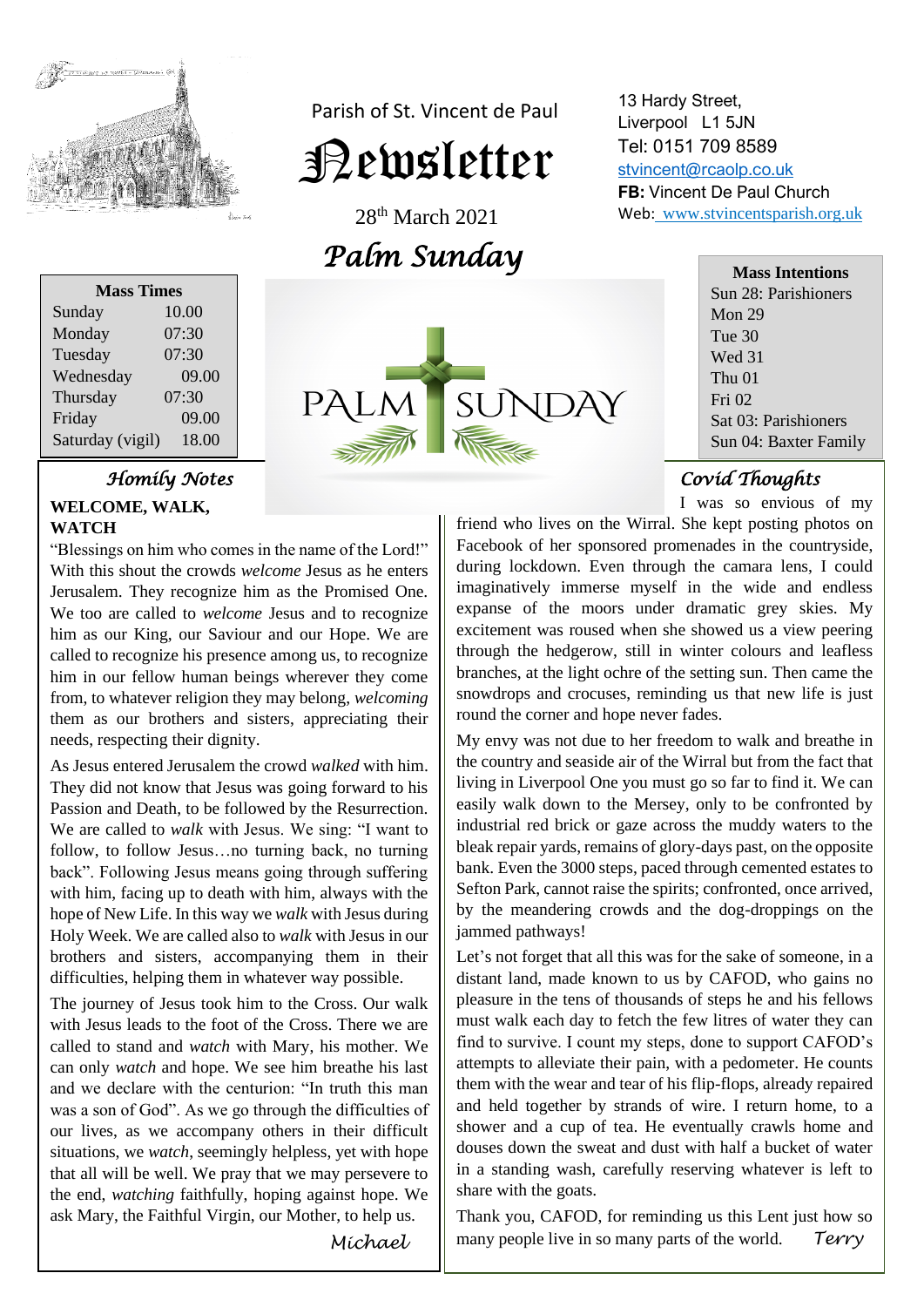Parish of St. Vincent de Paul

# Newsletter

28th March 2021

## *Palm Sunday*

13 Hardy Street,
Liverpool L1 5JN
Tel: 0151 709 8589
stvincent@rcaolp.co.uk
**FB:** Vincent De Paul Church
Web: www.stvincentsparish.org.uk

| Mass Times | |
|---|---|
| Sunday | 10.00 |
| Monday | 07:30 |
| Tuesday | 07:30 |
| Wednesday | 09.00 |
| Thursday | 07:30 |
| Friday | 09.00 |
| Saturday (vigil) | 18.00 |

| Mass Intentions |
|---|
| Sun 28: Parishioners |
| Mon 29 |
| Tue 30 |
| Wed 31 |
| Thu 01 |
| Fri 02 |
| Sat 03: Parishioners |
| Sun 04: Baxter Family |

PALM SUNDAY

### *Homily Notes*

**WELCOME, WALK, WATCH**

"Blessings on him who comes in the name of the Lord!" With this shout the crowds *welcome* Jesus as he enters Jerusalem. They recognize him as the Promised One. We too are called to *welcome* Jesus and to recognize him as our King, our Saviour and our Hope. We are called to recognize his presence among us, to recognize him in our fellow human beings wherever they come from, to whatever religion they may belong, *welcoming* them as our brothers and sisters, appreciating their needs, respecting their dignity.

As Jesus entered Jerusalem the crowd *walked* with him. They did not know that Jesus was going forward to his Passion and Death, to be followed by the Resurrection. We are called to *walk* with Jesus. We sing: "I want to follow, to follow Jesus…no turning back, no turning back". Following Jesus means going through suffering with him, facing up to death with him, always with the hope of New Life. In this way we *walk* with Jesus during Holy Week. We are called also to *walk* with Jesus in our brothers and sisters, accompanying them in their difficulties, helping them in whatever way possible.

The journey of Jesus took him to the Cross. Our walk with Jesus leads to the foot of the Cross. There we are called to stand and *watch* with Mary, his mother. We can only *watch* and hope. We see him breathe his last and we declare with the centurion: "In truth this man was a son of God". As we go through the difficulties of our lives, as we accompany others in their difficult situations, we *watch*, seemingly helpless, yet with hope that all will be well. We pray that we may persevere to the end, *watching* faithfully, hoping against hope. We ask Mary, the Faithful Virgin, our Mother, to help us.

*Michael*

### *Covid Thoughts*

I was so envious of my friend who lives on the Wirral. She kept posting photos on Facebook of her sponsored promenades in the countryside, during lockdown. Even through the camara lens, I could imaginatively immerse myself in the wide and endless expanse of the moors under dramatic grey skies. My excitement was roused when she showed us a view peering through the hedgerow, still in winter colours and leafless branches, at the light ochre of the setting sun. Then came the snowdrops and crocuses, reminding us that new life is just round the corner and hope never fades.

My envy was not due to her freedom to walk and breathe in the country and seaside air of the Wirral but from the fact that living in Liverpool One you must go so far to find it. We can easily walk down to the Mersey, only to be confronted by industrial red brick or gaze across the muddy waters to the bleak repair yards, remains of glory-days past, on the opposite bank. Even the 3000 steps, paced through cemented estates to Sefton Park, cannot raise the spirits; confronted, once arrived, by the meandering crowds and the dog-droppings on the jammed pathways!

Let's not forget that all this was for the sake of someone, in a distant land, made known to us by CAFOD, who gains no pleasure in the tens of thousands of steps he and his fellows must walk each day to fetch the few litres of water they can find to survive. I count my steps, done to support CAFOD's attempts to alleviate their pain, with a pedometer. He counts them with the wear and tear of his flip-flops, already repaired and held together by strands of wire. I return home, to a shower and a cup of tea. He eventually crawls home and douses down the sweat and dust with half a bucket of water in a standing wash, carefully reserving whatever is left to share with the goats.

Thank you, CAFOD, for reminding us this Lent just how so many people live in so many parts of the world. *Terry*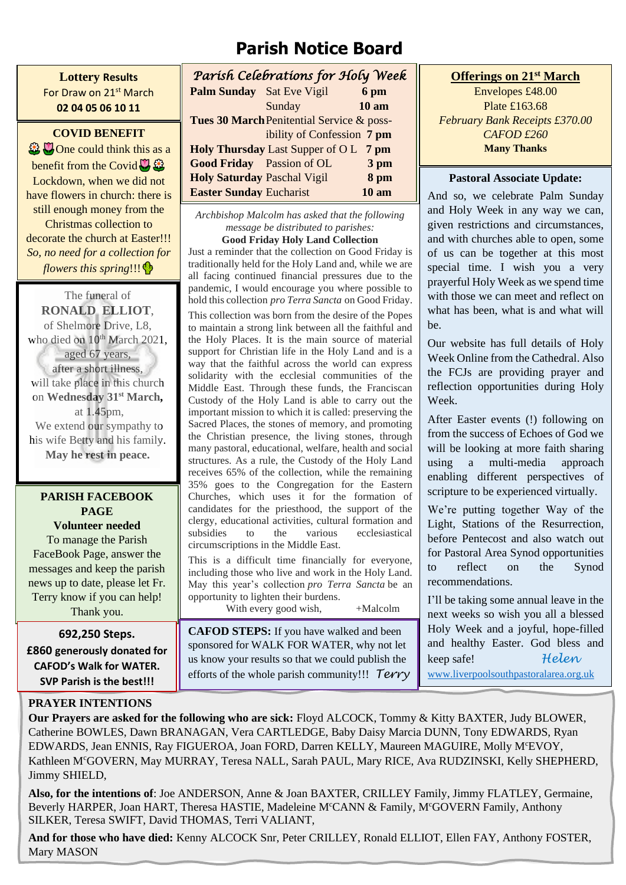# Parish Notice Board

**Lottery Results**
For Draw on 21st March
**02 04 05 06 10 11**

**COVID BENEFIT**

One could think this as a benefit from the Covid Lockdown, when we did not have flowers in church: there is still enough money from the Christmas collection to decorate the church at Easter!!! *So, no need for a collection for flowers this spring*!!!

The funeral of **RONALD ELLIOT**, of Shelmore Drive, L8, who died on 10th March 2021, aged 67 years, after a short illness, will take place in this church on **Wednesday 31st March,** at 1.45pm, We extend our sympathy to his wife Betty and his family. **May he rest in peace.**

**PARISH FACEBOOK PAGE**
**Volunteer needed**
To manage the Parish FaceBook Page, answer the messages and keep the parish news up to date, please let Fr. Terry know if you can help! Thank you.

**692,250 Steps.**
**£860 generously donated for CAFOD's Walk for WATER.**
**SVP Parish is the best!!!**

## *Parish Celebrations for Holy Week*

| | | |
|---|---|---|
| **Palm Sunday** | Sat Eve Vigil | **6 pm** |
| | Sunday | **10 am** |
| **Tues 30 March** | Penitential Service & possibility of Confession | **7 pm** |
| **Holy Thursday** | Last Supper of O L | **7 pm** |
| **Good Friday** | Passion of OL | **3 pm** |
| **Holy Saturday** | Paschal Vigil | **8 pm** |
| **Easter Sunday** | Eucharist | **10 am** |

*Archbishop Malcolm has asked that the following message be distributed to parishes:*

**Good Friday Holy Land Collection**

Just a reminder that the collection on Good Friday is traditionally held for the Holy Land and, while we are all facing continued financial pressures due to the pandemic, I would encourage you where possible to hold this collection *pro Terra Sancta* on Good Friday.

This collection was born from the desire of the Popes to maintain a strong link between all the faithful and the Holy Places. It is the main source of material support for Christian life in the Holy Land and is a way that the faithful across the world can express solidarity with the ecclesial communities of the Middle East. Through these funds, the Franciscan Custody of the Holy Land is able to carry out the important mission to which it is called: preserving the Sacred Places, the stones of memory, and promoting the Christian presence, the living stones, through many pastoral, educational, welfare, health and social structures. As a rule, the Custody of the Holy Land receives 65% of the collection, while the remaining 35% goes to the Congregation for the Eastern Churches, which uses it for the formation of candidates for the priesthood, the support of the clergy, educational activities, cultural formation and subsidies to the various ecclesiastical circumscriptions in the Middle East.

This is a difficult time financially for everyone, including those who live and work in the Holy Land. May this year's collection *pro Terra Sancta* be an opportunity to lighten their burdens.

With every good wish, +Malcolm

**CAFOD STEPS:** If you have walked and been sponsored for WALK FOR WATER, why not let us know your results so that we could publish the efforts of the whole parish community!!! *Terry*

**Offerings on 21st March**
Envelopes £48.00
Plate £163.68
*February Bank Receipts £370.00*
*CAFOD £260*
**Many Thanks**

**Pastoral Associate Update:**

And so, we celebrate Palm Sunday and Holy Week in any way we can, given restrictions and circumstances, and with churches able to open, some of us can be together at this most special time. I wish you a very prayerful Holy Week as we spend time with those we can meet and reflect on what has been, what is and what will be.

Our website has full details of Holy Week Online from the Cathedral. Also the FCJs are providing prayer and reflection opportunities during Holy Week.

After Easter events (!) following on from the success of Echoes of God we will be looking at more faith sharing using a multi-media approach enabling different perspectives of scripture to be experienced virtually.

We're putting together Way of the Light, Stations of the Resurrection, before Pentecost and also watch out for Pastoral Area Synod opportunities to reflect on the Synod recommendations.

I'll be taking some annual leave in the next weeks so wish you all a blessed Holy Week and a joyful, hope-filled and healthy Easter. God bless and keep safe! *Helen*

www.liverpoolsouthpastoralarea.org.uk

**PRAYER INTENTIONS**

**Our Prayers are asked for the following who are sick:** Floyd ALCOCK, Tommy & Kitty BAXTER, Judy BLOWER, Catherine BOWLES, Dawn BRANAGAN, Vera CARTLEDGE, Baby Daisy Marcia DUNN, Tony EDWARDS, Ryan EDWARDS, Jean ENNIS, Ray FIGUEROA, Joan FORD, Darren KELLY, Maureen MAGUIRE, Molly McEVOY, Kathleen McGOVERN, May MURRAY, Teresa NALL, Sarah PAUL, Mary RICE, Ava RUDZINSKI, Kelly SHEPHERD, Jimmy SHIELD,

**Also, for the intentions of**: Joe ANDERSON, Anne & Joan BAXTER, CRILLEY Family, Jimmy FLATLEY, Germaine, Beverly HARPER, Joan HART, Theresa HASTIE, Madeleine McCANN & Family, McGOVERN Family, Anthony SILKER, Teresa SWIFT, David THOMAS, Terri VALIANT,

**And for those who have died:** Kenny ALCOCK Snr, Peter CRILLEY, Ronald ELLIOT, Ellen FAY, Anthony FOSTER, Mary MASON